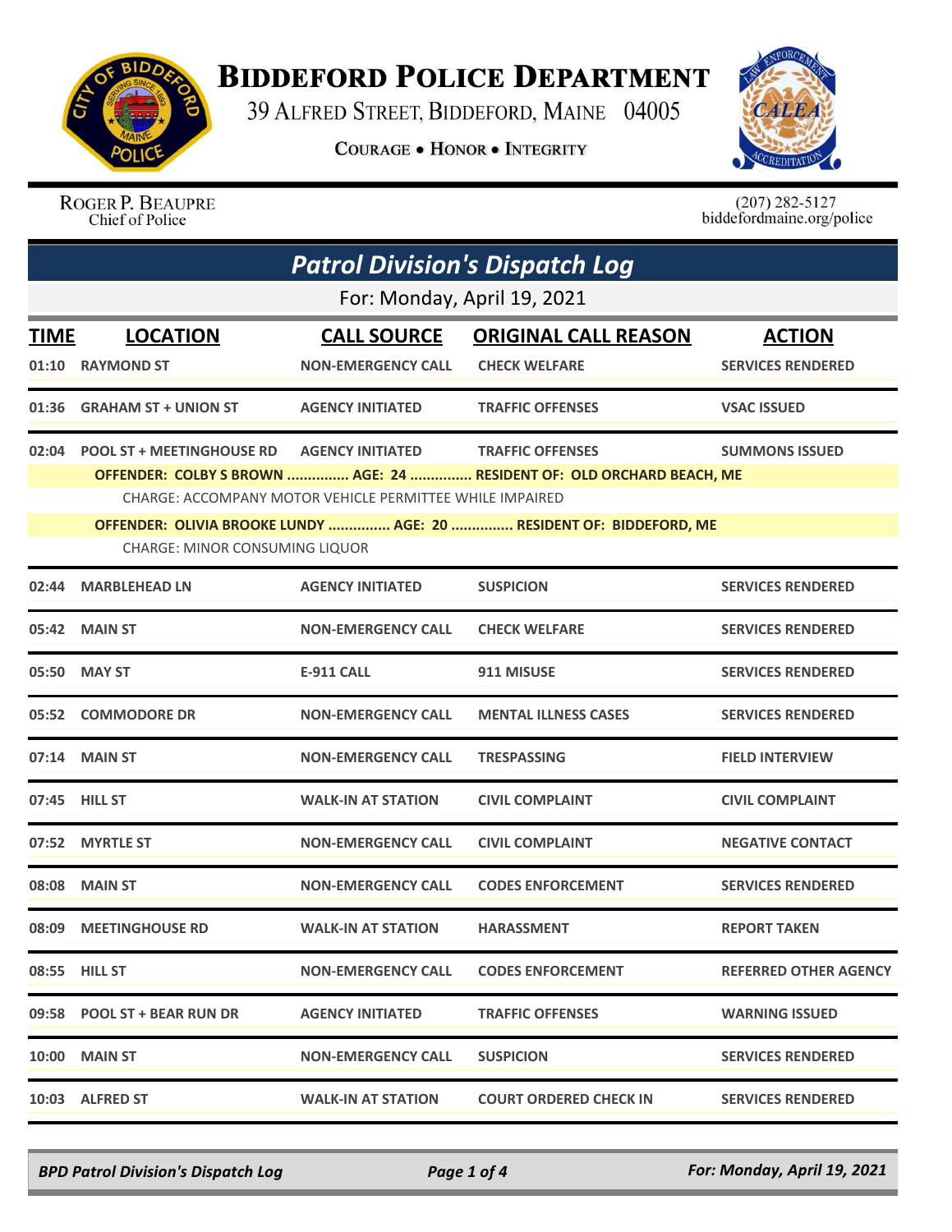# Biddeford Police Department

39 Alfred Street, Biddeford, Maine 04005

Courage • Honor • Integrity

Roger P. Beaupre
Chief of Police

(207) 282-5127
biddefordmaine.org/police

## Patrol Division's Dispatch Log

For: Monday, April 19, 2021

| TIME | LOCATION | CALL SOURCE | ORIGINAL CALL REASON | ACTION |
|---|---|---|---|---|
| 01:10 | RAYMOND ST | NON-EMERGENCY CALL | CHECK WELFARE | SERVICES RENDERED |
| 01:36 | GRAHAM ST + UNION ST | AGENCY INITIATED | TRAFFIC OFFENSES | VSAC ISSUED |
| 02:04 | POOL ST + MEETINGHOUSE RD | AGENCY INITIATED | TRAFFIC OFFENSES | SUMMONS ISSUED |
| | OFFENDER: COLBY S BROWN ............... AGE: 24 ............... RESIDENT OF: OLD ORCHARD BEACH, ME | | | |
| | CHARGE: ACCOMPANY MOTOR VEHICLE PERMITTEE WHILE IMPAIRED | | | |
| | OFFENDER: OLIVIA BROOKE LUNDY ............... AGE: 20 ............... RESIDENT OF: BIDDEFORD, ME | | | |
| | CHARGE: MINOR CONSUMING LIQUOR | | | |
| 02:44 | MARBLEHEAD LN | AGENCY INITIATED | SUSPICION | SERVICES RENDERED |
| 05:42 | MAIN ST | NON-EMERGENCY CALL | CHECK WELFARE | SERVICES RENDERED |
| 05:50 | MAY ST | E-911 CALL | 911 MISUSE | SERVICES RENDERED |
| 05:52 | COMMODORE DR | NON-EMERGENCY CALL | MENTAL ILLNESS CASES | SERVICES RENDERED |
| 07:14 | MAIN ST | NON-EMERGENCY CALL | TRESPASSING | FIELD INTERVIEW |
| 07:45 | HILL ST | WALK-IN AT STATION | CIVIL COMPLAINT | CIVIL COMPLAINT |
| 07:52 | MYRTLE ST | NON-EMERGENCY CALL | CIVIL COMPLAINT | NEGATIVE CONTACT |
| 08:08 | MAIN ST | NON-EMERGENCY CALL | CODES ENFORCEMENT | SERVICES RENDERED |
| 08:09 | MEETINGHOUSE RD | WALK-IN AT STATION | HARASSMENT | REPORT TAKEN |
| 08:55 | HILL ST | NON-EMERGENCY CALL | CODES ENFORCEMENT | REFERRED OTHER AGENCY |
| 09:58 | POOL ST + BEAR RUN DR | AGENCY INITIATED | TRAFFIC OFFENSES | WARNING ISSUED |
| 10:00 | MAIN ST | NON-EMERGENCY CALL | SUSPICION | SERVICES RENDERED |
| 10:03 | ALFRED ST | WALK-IN AT STATION | COURT ORDERED CHECK IN | SERVICES RENDERED |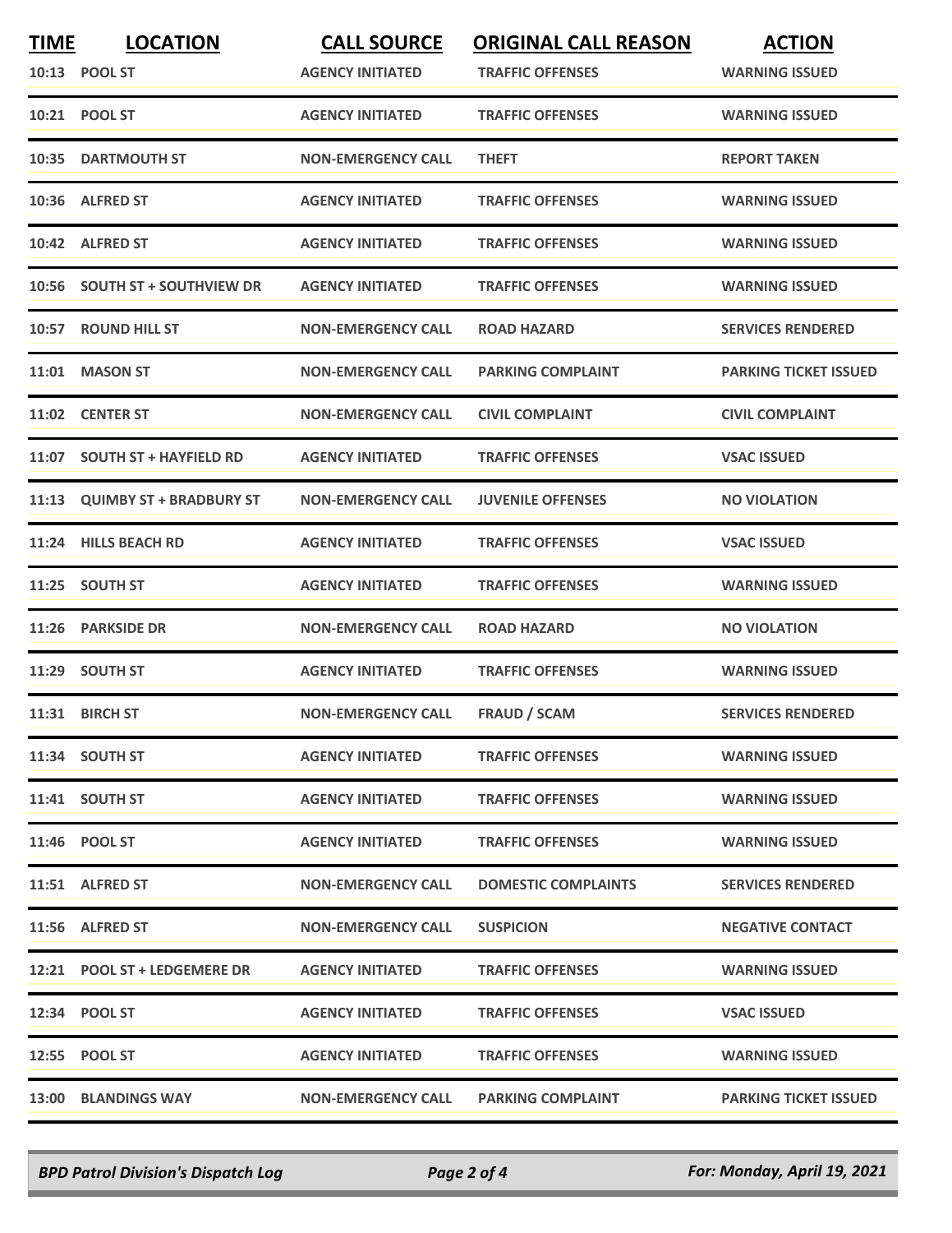| TIME | LOCATION | CALL SOURCE | ORIGINAL CALL REASON | ACTION |
|---|---|---|---|---|
| 10:13 | POOL ST | AGENCY INITIATED | TRAFFIC OFFENSES | WARNING ISSUED |
| 10:21 | POOL ST | AGENCY INITIATED | TRAFFIC OFFENSES | WARNING ISSUED |
| 10:35 | DARTMOUTH ST | NON-EMERGENCY CALL | THEFT | REPORT TAKEN |
| 10:36 | ALFRED ST | AGENCY INITIATED | TRAFFIC OFFENSES | WARNING ISSUED |
| 10:42 | ALFRED ST | AGENCY INITIATED | TRAFFIC OFFENSES | WARNING ISSUED |
| 10:56 | SOUTH ST + SOUTHVIEW DR | AGENCY INITIATED | TRAFFIC OFFENSES | WARNING ISSUED |
| 10:57 | ROUND HILL ST | NON-EMERGENCY CALL | ROAD HAZARD | SERVICES RENDERED |
| 11:01 | MASON ST | NON-EMERGENCY CALL | PARKING COMPLAINT | PARKING TICKET ISSUED |
| 11:02 | CENTER ST | NON-EMERGENCY CALL | CIVIL COMPLAINT | CIVIL COMPLAINT |
| 11:07 | SOUTH ST + HAYFIELD RD | AGENCY INITIATED | TRAFFIC OFFENSES | VSAC ISSUED |
| 11:13 | QUIMBY ST + BRADBURY ST | NON-EMERGENCY CALL | JUVENILE OFFENSES | NO VIOLATION |
| 11:24 | HILLS BEACH RD | AGENCY INITIATED | TRAFFIC OFFENSES | VSAC ISSUED |
| 11:25 | SOUTH ST | AGENCY INITIATED | TRAFFIC OFFENSES | WARNING ISSUED |
| 11:26 | PARKSIDE DR | NON-EMERGENCY CALL | ROAD HAZARD | NO VIOLATION |
| 11:29 | SOUTH ST | AGENCY INITIATED | TRAFFIC OFFENSES | WARNING ISSUED |
| 11:31 | BIRCH ST | NON-EMERGENCY CALL | FRAUD / SCAM | SERVICES RENDERED |
| 11:34 | SOUTH ST | AGENCY INITIATED | TRAFFIC OFFENSES | WARNING ISSUED |
| 11:41 | SOUTH ST | AGENCY INITIATED | TRAFFIC OFFENSES | WARNING ISSUED |
| 11:46 | POOL ST | AGENCY INITIATED | TRAFFIC OFFENSES | WARNING ISSUED |
| 11:51 | ALFRED ST | NON-EMERGENCY CALL | DOMESTIC COMPLAINTS | SERVICES RENDERED |
| 11:56 | ALFRED ST | NON-EMERGENCY CALL | SUSPICION | NEGATIVE CONTACT |
| 12:21 | POOL ST + LEDGEMERE DR | AGENCY INITIATED | TRAFFIC OFFENSES | WARNING ISSUED |
| 12:34 | POOL ST | AGENCY INITIATED | TRAFFIC OFFENSES | VSAC ISSUED |
| 12:55 | POOL ST | AGENCY INITIATED | TRAFFIC OFFENSES | WARNING ISSUED |
| 13:00 | BLANDINGS WAY | NON-EMERGENCY CALL | PARKING COMPLAINT | PARKING TICKET ISSUED |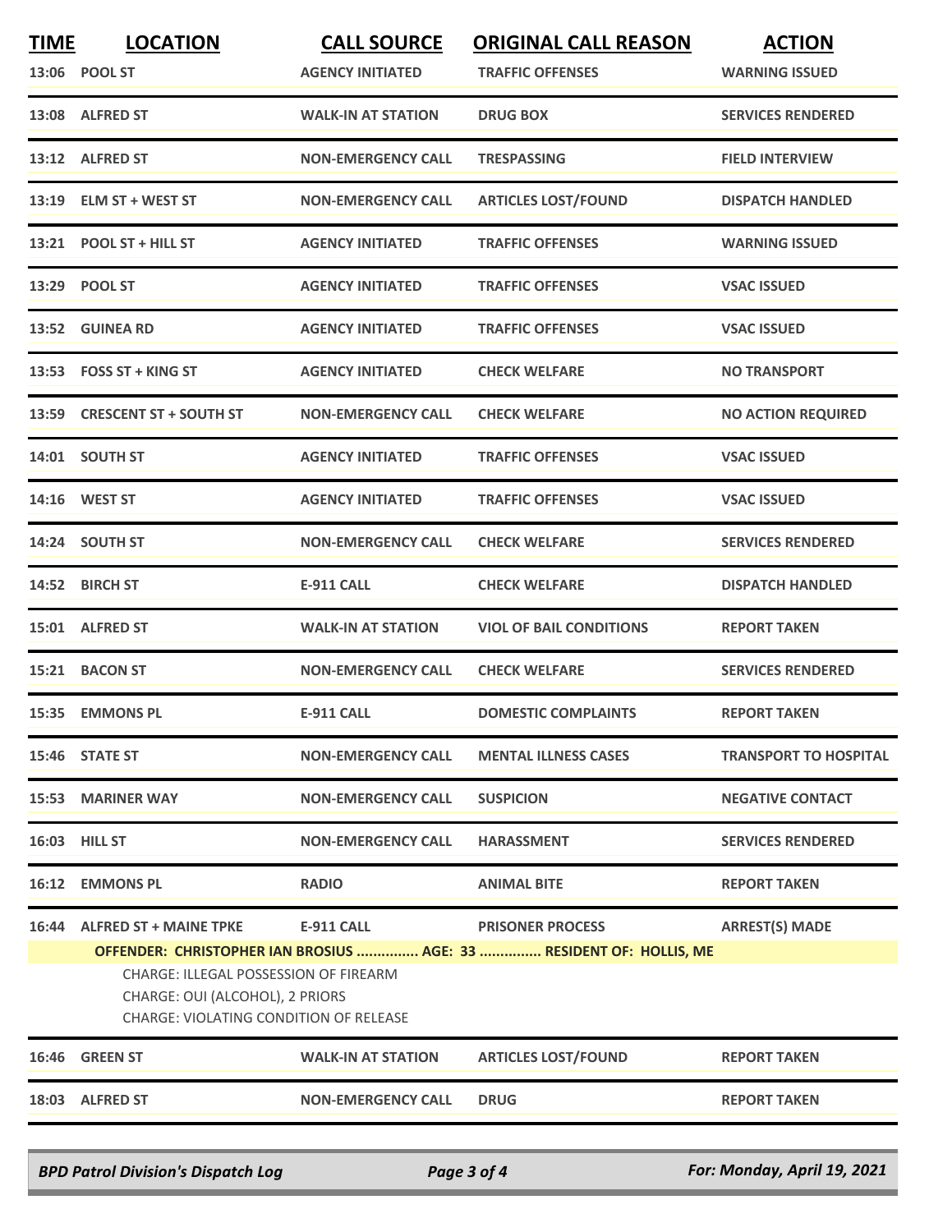| TIME | LOCATION | CALL SOURCE | ORIGINAL CALL REASON | ACTION |
|---|---|---|---|---|
| 13:06 | POOL ST | AGENCY INITIATED | TRAFFIC OFFENSES | WARNING ISSUED |
| 13:08 | ALFRED ST | WALK-IN AT STATION | DRUG BOX | SERVICES RENDERED |
| 13:12 | ALFRED ST | NON-EMERGENCY CALL | TRESPASSING | FIELD INTERVIEW |
| 13:19 | ELM ST + WEST ST | NON-EMERGENCY CALL | ARTICLES LOST/FOUND | DISPATCH HANDLED |
| 13:21 | POOL ST + HILL ST | AGENCY INITIATED | TRAFFIC OFFENSES | WARNING ISSUED |
| 13:29 | POOL ST | AGENCY INITIATED | TRAFFIC OFFENSES | VSAC ISSUED |
| 13:52 | GUINEA RD | AGENCY INITIATED | TRAFFIC OFFENSES | VSAC ISSUED |
| 13:53 | FOSS ST + KING ST | AGENCY INITIATED | CHECK WELFARE | NO TRANSPORT |
| 13:59 | CRESCENT ST + SOUTH ST | NON-EMERGENCY CALL | CHECK WELFARE | NO ACTION REQUIRED |
| 14:01 | SOUTH ST | AGENCY INITIATED | TRAFFIC OFFENSES | VSAC ISSUED |
| 14:16 | WEST ST | AGENCY INITIATED | TRAFFIC OFFENSES | VSAC ISSUED |
| 14:24 | SOUTH ST | NON-EMERGENCY CALL | CHECK WELFARE | SERVICES RENDERED |
| 14:52 | BIRCH ST | E-911 CALL | CHECK WELFARE | DISPATCH HANDLED |
| 15:01 | ALFRED ST | WALK-IN AT STATION | VIOL OF BAIL CONDITIONS | REPORT TAKEN |
| 15:21 | BACON ST | NON-EMERGENCY CALL | CHECK WELFARE | SERVICES RENDERED |
| 15:35 | EMMONS PL | E-911 CALL | DOMESTIC COMPLAINTS | REPORT TAKEN |
| 15:46 | STATE ST | NON-EMERGENCY CALL | MENTAL ILLNESS CASES | TRANSPORT TO HOSPITAL |
| 15:53 | MARINER WAY | NON-EMERGENCY CALL | SUSPICION | NEGATIVE CONTACT |
| 16:03 | HILL ST | NON-EMERGENCY CALL | HARASSMENT | SERVICES RENDERED |
| 16:12 | EMMONS PL | RADIO | ANIMAL BITE | REPORT TAKEN |
| 16:44 | ALFRED ST + MAINE TPKE | E-911 CALL | PRISONER PROCESS | ARREST(S) MADE |

**OFFENDER: CHRISTOPHER IAN BROSIUS ............... AGE: 33 ............... RESIDENT OF: HOLLIS, ME**

CHARGE: ILLEGAL POSSESSION OF FIREARM
CHARGE: OUI (ALCOHOL), 2 PRIORS
CHARGE: VIOLATING CONDITION OF RELEASE

| TIME | LOCATION | CALL SOURCE | ORIGINAL CALL REASON | ACTION |
|---|---|---|---|---|
| 16:46 | GREEN ST | WALK-IN AT STATION | ARTICLES LOST/FOUND | REPORT TAKEN |
| 18:03 | ALFRED ST | NON-EMERGENCY CALL | DRUG | REPORT TAKEN |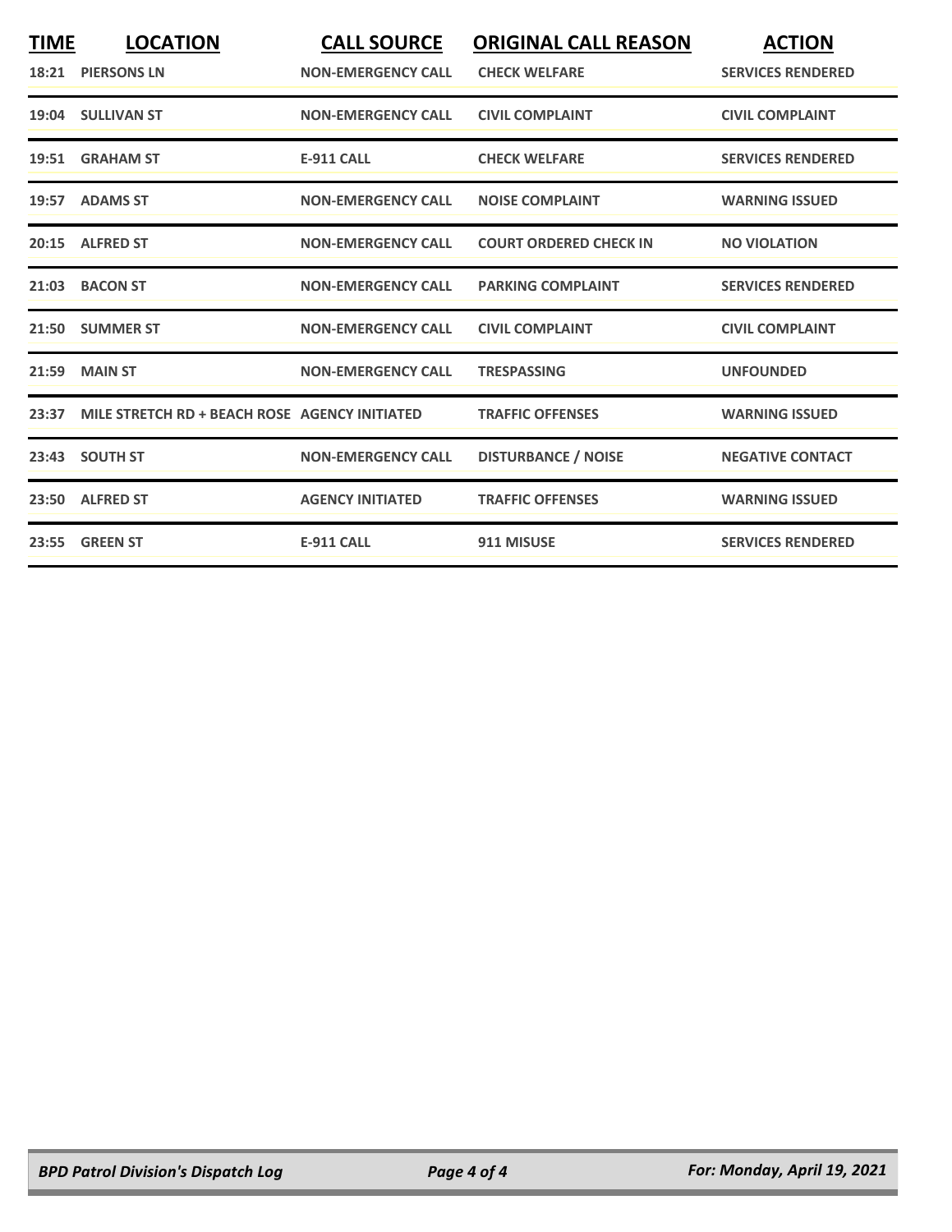| TIME | LOCATION | CALL SOURCE | ORIGINAL CALL REASON | ACTION |
|---|---|---|---|---|
| 18:21 | PIERSONS LN | NON-EMERGENCY CALL | CHECK WELFARE | SERVICES RENDERED |
| 19:04 | SULLIVAN ST | NON-EMERGENCY CALL | CIVIL COMPLAINT | CIVIL COMPLAINT |
| 19:51 | GRAHAM ST | E-911 CALL | CHECK WELFARE | SERVICES RENDERED |
| 19:57 | ADAMS ST | NON-EMERGENCY CALL | NOISE COMPLAINT | WARNING ISSUED |
| 20:15 | ALFRED ST | NON-EMERGENCY CALL | COURT ORDERED CHECK IN | NO VIOLATION |
| 21:03 | BACON ST | NON-EMERGENCY CALL | PARKING COMPLAINT | SERVICES RENDERED |
| 21:50 | SUMMER ST | NON-EMERGENCY CALL | CIVIL COMPLAINT | CIVIL COMPLAINT |
| 21:59 | MAIN ST | NON-EMERGENCY CALL | TRESPASSING | UNFOUNDED |
| 23:37 | MILE STRETCH RD + BEACH ROSE | AGENCY INITIATED | TRAFFIC OFFENSES | WARNING ISSUED |
| 23:43 | SOUTH ST | NON-EMERGENCY CALL | DISTURBANCE / NOISE | NEGATIVE CONTACT |
| 23:50 | ALFRED ST | AGENCY INITIATED | TRAFFIC OFFENSES | WARNING ISSUED |
| 23:55 | GREEN ST | E-911 CALL | 911 MISUSE | SERVICES RENDERED |